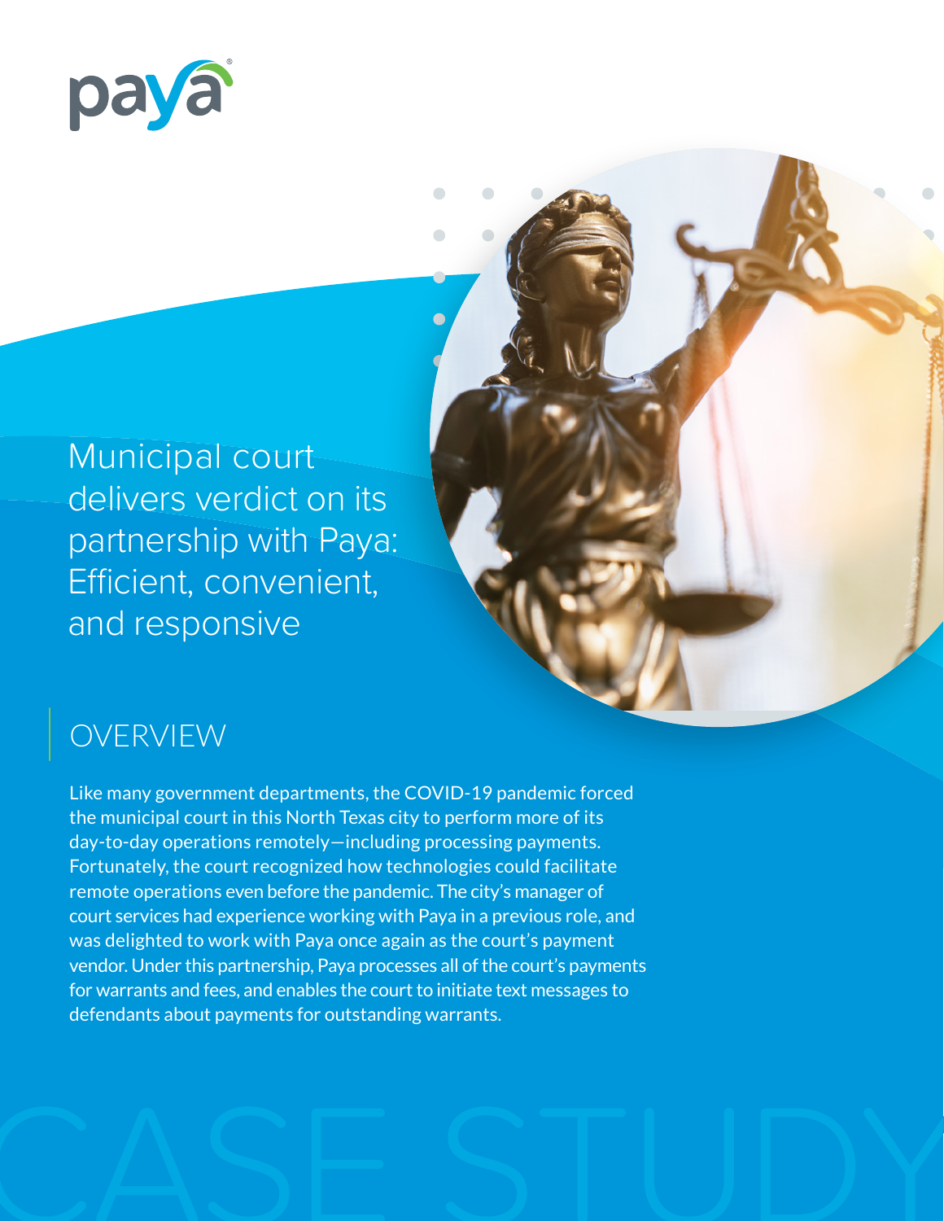# Municipal court delivers verdict on its partnership with Paya: Efficient, convenient, and responsive

## OVERVIEW

Like many government departments, the COVID-19 pandemic forced the municipal court in this North Texas city to perform more of its day-to-day operations remotely—including processing payments. Fortunately, the court recognized how technologies could facilitate remote operations even before the pandemic. The city's manager of court services had experience working with Paya in a previous role, and was delighted to work with Paya once again as the court's payment vendor. Under this partnership, Paya processes all of the court's payments for warrants and fees, and enables the court to initiate text messages to defendants about payments for outstanding warrants.

CASE STUDY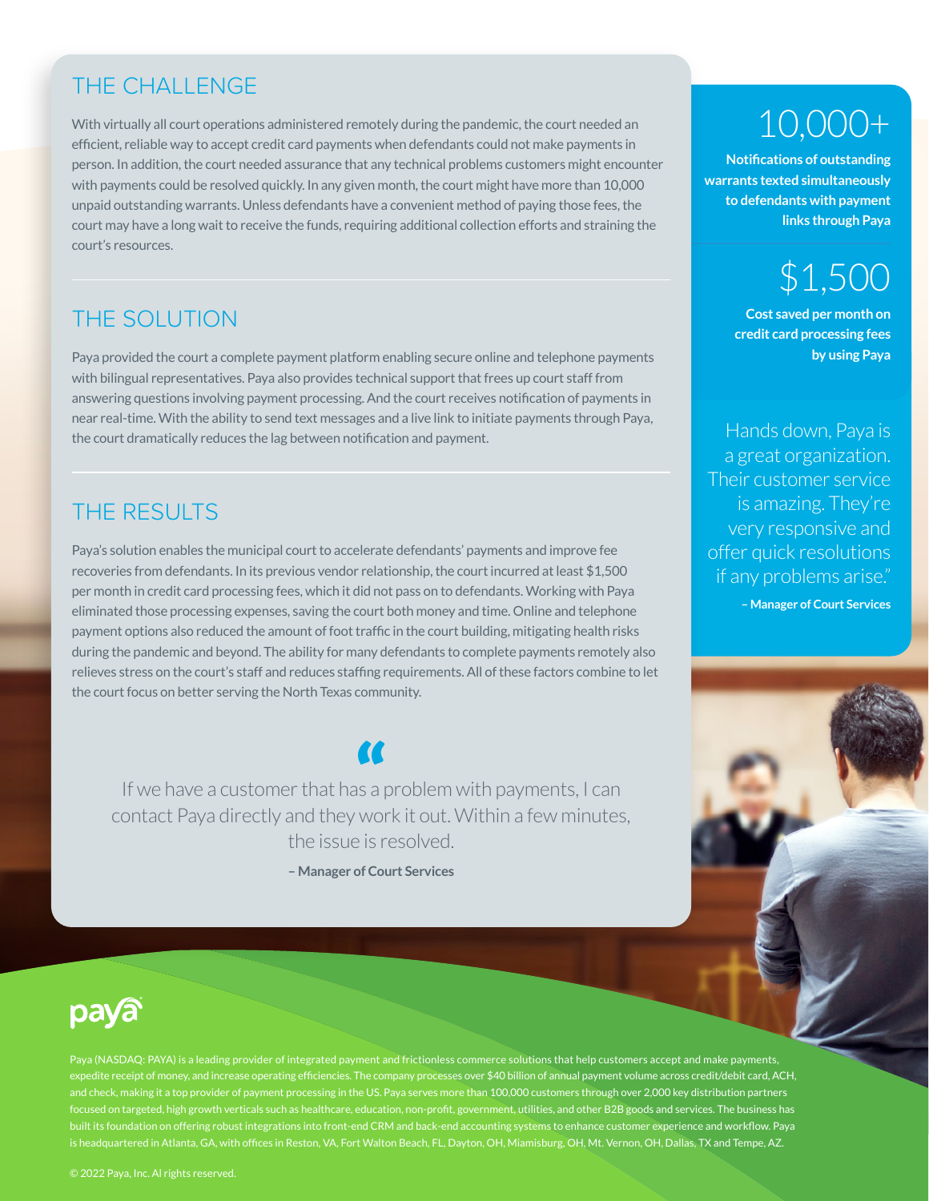## THE CHALLENGE

With virtually all court operations administered remotely during the pandemic, the court needed an efficient, reliable way to accept credit card payments when defendants could not make payments in person. In addition, the court needed assurance that any technical problems customers might encounter with payments could be resolved quickly. In any given month, the court might have more than 10,000 unpaid outstanding warrants. Unless defendants have a convenient method of paying those fees, the court may have a long wait to receive the funds, requiring additional collection efforts and straining the court's resources.

## THE SOLUTION

Paya provided the court a complete payment platform enabling secure online and telephone payments with bilingual representatives. Paya also provides technical support that frees up court staff from answering questions involving payment processing. And the court receives notification of payments in near real-time. With the ability to send text messages and a live link to initiate payments through Paya, the court dramatically reduces the lag between notification and payment.

## THE RESULTS

Paya's solution enables the municipal court to accelerate defendants' payments and improve fee recoveries from defendants. In its previous vendor relationship, the court incurred at least $1,500 per month in credit card processing fees, which it did not pass on to defendants. Working with Paya eliminated those processing expenses, saving the court both money and time. Online and telephone payment options also reduced the amount of foot traffic in the court building, mitigating health risks during the pandemic and beyond. The ability for many defendants to complete payments remotely also relieves stress on the court's staff and reduces staffing requirements. All of these factors combine to let the court focus on better serving the North Texas community.

> "If we have a customer that has a problem with payments, I can contact Paya directly and they work it out. Within a few minutes, the issue is resolved.
>
> **– Manager of Court Services**

10,000+

**Notifications of outstanding warrants texted simultaneously to defendants with payment links through Paya**

$1,500

**Cost saved per month on credit card processing fees by using Paya**

> Hands down, Paya is a great organization. Their customer service is amazing. They're very responsive and offer quick resolutions if any problems arise."
>
> **– Manager of Court Services**

paya

Paya (NASDAQ: PAYA) is a leading provider of integrated payment and frictionless commerce solutions that help customers accept and make payments, expedite receipt of money, and increase operating efficiencies. The company processes over $40 billion of annual payment volume across credit/debit card, ACH, and check, making it a top provider of payment processing in the US. Paya serves more than 100,000 customers through over 2,000 key distribution partners focused on targeted, high growth verticals such as healthcare, education, non-profit, government, utilities, and other B2B goods and services. The business has built its foundation on offering robust integrations into front-end CRM and back-end accounting systems to enhance customer experience and workflow. Paya is headquartered in Atlanta, GA, with offices in Reston, VA, Fort Walton Beach, FL, Dayton, OH, Miamisburg, OH, Mt. Vernon, OH, Dallas, TX and Tempe, AZ.

© 2022 Paya, Inc. Al rights reserved.